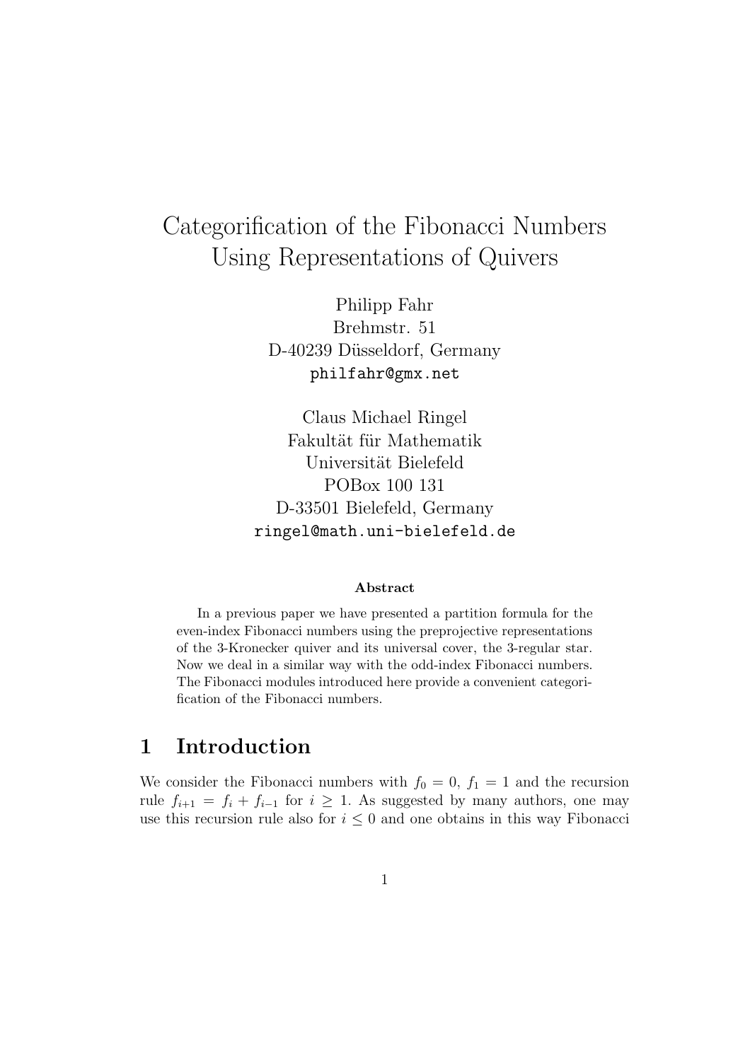# Categorification of the Fibonacci Numbers Using Representations of Quivers

Philipp Fahr
Brehmstr. 51
D-40239 Düsseldorf, Germany
philfahr@gmx.net

Claus Michael Ringel
Fakultät für Mathematik
Universität Bielefeld
POBox 100 131
D-33501 Bielefeld, Germany
ringel@math.uni-bielefeld.de

**Abstract**

In a previous paper we have presented a partition formula for the even-index Fibonacci numbers using the preprojective representations of the 3-Kronecker quiver and its universal cover, the 3-regular star. Now we deal in a similar way with the odd-index Fibonacci numbers. The Fibonacci modules introduced here provide a convenient categorification of the Fibonacci numbers.

## 1 Introduction

We consider the Fibonacci numbers with $f_0 = 0$, $f_1 = 1$ and the recursion rule $f_{i+1} = f_i + f_{i-1}$ for $i \geq 1$. As suggested by many authors, one may use this recursion rule also for $i \leq 0$ and one obtains in this way Fibonacci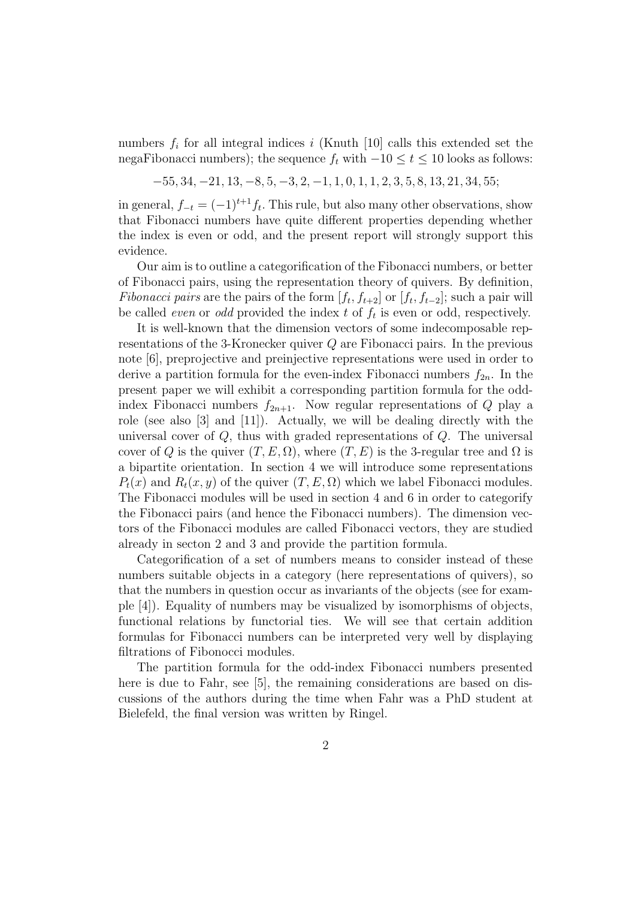numbers $f_i$ for all integral indices $i$ (Knuth [10] calls this extended set the negaFibonacci numbers); the sequence $f_t$ with $-10 \leq t \leq 10$ looks as follows:

$$-55, 34, -21, 13, -8, 5, -3, 2, -1, 1, 0, 1, 1, 2, 3, 5, 8, 13, 21, 34, 55;$$

in general, $f_{-t} = (-1)^{t+1} f_t$. This rule, but also many other observations, show that Fibonacci numbers have quite different properties depending whether the index is even or odd, and the present report will strongly support this evidence.

Our aim is to outline a categorification of the Fibonacci numbers, or better of Fibonacci pairs, using the representation theory of quivers. By definition, *Fibonacci pairs* are the pairs of the form $[f_t, f_{t+2}]$ or $[f_t, f_{t-2}]$; such a pair will be called *even* or *odd* provided the index $t$ of $f_t$ is even or odd, respectively.

It is well-known that the dimension vectors of some indecomposable representations of the 3-Kronecker quiver $Q$ are Fibonacci pairs. In the previous note [6], preprojective and preinjective representations were used in order to derive a partition formula for the even-index Fibonacci numbers $f_{2n}$. In the present paper we will exhibit a corresponding partition formula for the odd-index Fibonacci numbers $f_{2n+1}$. Now regular representations of $Q$ play a role (see also [3] and [11]). Actually, we will be dealing directly with the universal cover of $Q$, thus with graded representations of $Q$. The universal cover of $Q$ is the quiver $(T, E, \Omega)$, where $(T, E)$ is the 3-regular tree and $\Omega$ is a bipartite orientation. In section 4 we will introduce some representations $P_t(x)$ and $R_t(x, y)$ of the quiver $(T, E, \Omega)$ which we label Fibonacci modules. The Fibonacci modules will be used in section 4 and 6 in order to categorify the Fibonacci pairs (and hence the Fibonacci numbers). The dimension vectors of the Fibonacci modules are called Fibonacci vectors, they are studied already in secton 2 and 3 and provide the partition formula.

Categorification of a set of numbers means to consider instead of these numbers suitable objects in a category (here representations of quivers), so that the numbers in question occur as invariants of the objects (see for example [4]). Equality of numbers may be visualized by isomorphisms of objects, functional relations by functorial ties. We will see that certain addition formulas for Fibonacci numbers can be interpreted very well by displaying filtrations of Fibonocci modules.

The partition formula for the odd-index Fibonacci numbers presented here is due to Fahr, see [5], the remaining considerations are based on discussions of the authors during the time when Fahr was a PhD student at Bielefeld, the final version was written by Ringel.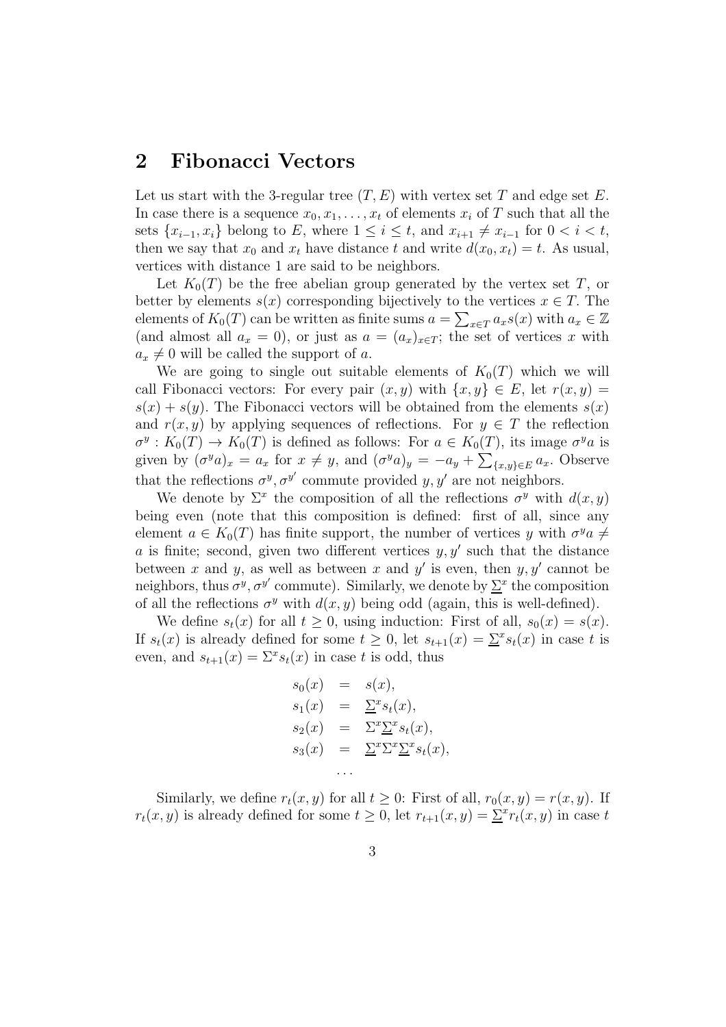## 2 Fibonacci Vectors

Let us start with the 3-regular tree $(T, E)$ with vertex set $T$ and edge set $E$. In case there is a sequence $x_0, x_1, \ldots, x_t$ of elements $x_i$ of $T$ such that all the sets $\{x_{i-1}, x_i\}$ belong to $E$, where $1 \leq i \leq t$, and $x_{i+1} \neq x_{i-1}$ for $0 < i < t$, then we say that $x_0$ and $x_t$ have distance $t$ and write $d(x_0, x_t) = t$. As usual, vertices with distance 1 are said to be neighbors.

Let $K_0(T)$ be the free abelian group generated by the vertex set $T$, or better by elements $s(x)$ corresponding bijectively to the vertices $x \in T$. The elements of $K_0(T)$ can be written as finite sums $a = \sum_{x \in T} a_x s(x)$ with $a_x \in \mathbb{Z}$ (and almost all $a_x = 0$), or just as $a = (a_x)_{x \in T}$; the set of vertices $x$ with $a_x \neq 0$ will be called the support of $a$.

We are going to single out suitable elements of $K_0(T)$ which we will call Fibonacci vectors: For every pair $(x, y)$ with $\{x, y\} \in E$, let $r(x, y) = s(x) + s(y)$. The Fibonacci vectors will be obtained from the elements $s(x)$ and $r(x, y)$ by applying sequences of reflections. For $y \in T$ the reflection $\sigma^y : K_0(T) \to K_0(T)$ is defined as follows: For $a \in K_0(T)$, its image $\sigma^y a$ is given by $(\sigma^y a)_x = a_x$ for $x \neq y$, and $(\sigma^y a)_y = -a_y + \sum_{\{x,y\} \in E} a_x$. Observe that the reflections $\sigma^y, \sigma^{y'}$ commute provided $y, y'$ are not neighbors.

We denote by $\Sigma^x$ the composition of all the reflections $\sigma^y$ with $d(x, y)$ being even (note that this composition is defined: first of all, since any element $a \in K_0(T)$ has finite support, the number of vertices $y$ with $\sigma^y a \neq a$ is finite; second, given two different vertices $y, y'$ such that the distance between $x$ and $y$, as well as between $x$ and $y'$ is even, then $y, y'$ cannot be neighbors, thus $\sigma^y, \sigma^{y'}$ commute). Similarly, we denote by $\underline{\Sigma}^x$ the composition of all the reflections $\sigma^y$ with $d(x, y)$ being odd (again, this is well-defined).

We define $s_t(x)$ for all $t \geq 0$, using induction: First of all, $s_0(x) = s(x)$. If $s_t(x)$ is already defined for some $t \geq 0$, let $s_{t+1}(x) = \underline{\Sigma}^x s_t(x)$ in case $t$ is even, and $s_{t+1}(x) = \Sigma^x s_t(x)$ in case $t$ is odd, thus

$$
\begin{aligned}
s_0(x) &= s(x), \\
s_1(x) &= \underline{\Sigma}^x s_t(x), \\
s_2(x) &= \Sigma^x \underline{\Sigma}^x s_t(x), \\
s_3(x) &= \underline{\Sigma}^x \Sigma^x \underline{\Sigma}^x s_t(x), \\
&\cdots
\end{aligned}
$$

Similarly, we define $r_t(x, y)$ for all $t \geq 0$: First of all, $r_0(x, y) = r(x, y)$. If $r_t(x, y)$ is already defined for some $t \geq 0$, let $r_{t+1}(x, y) = \underline{\Sigma}^x r_t(x, y)$ in case $t$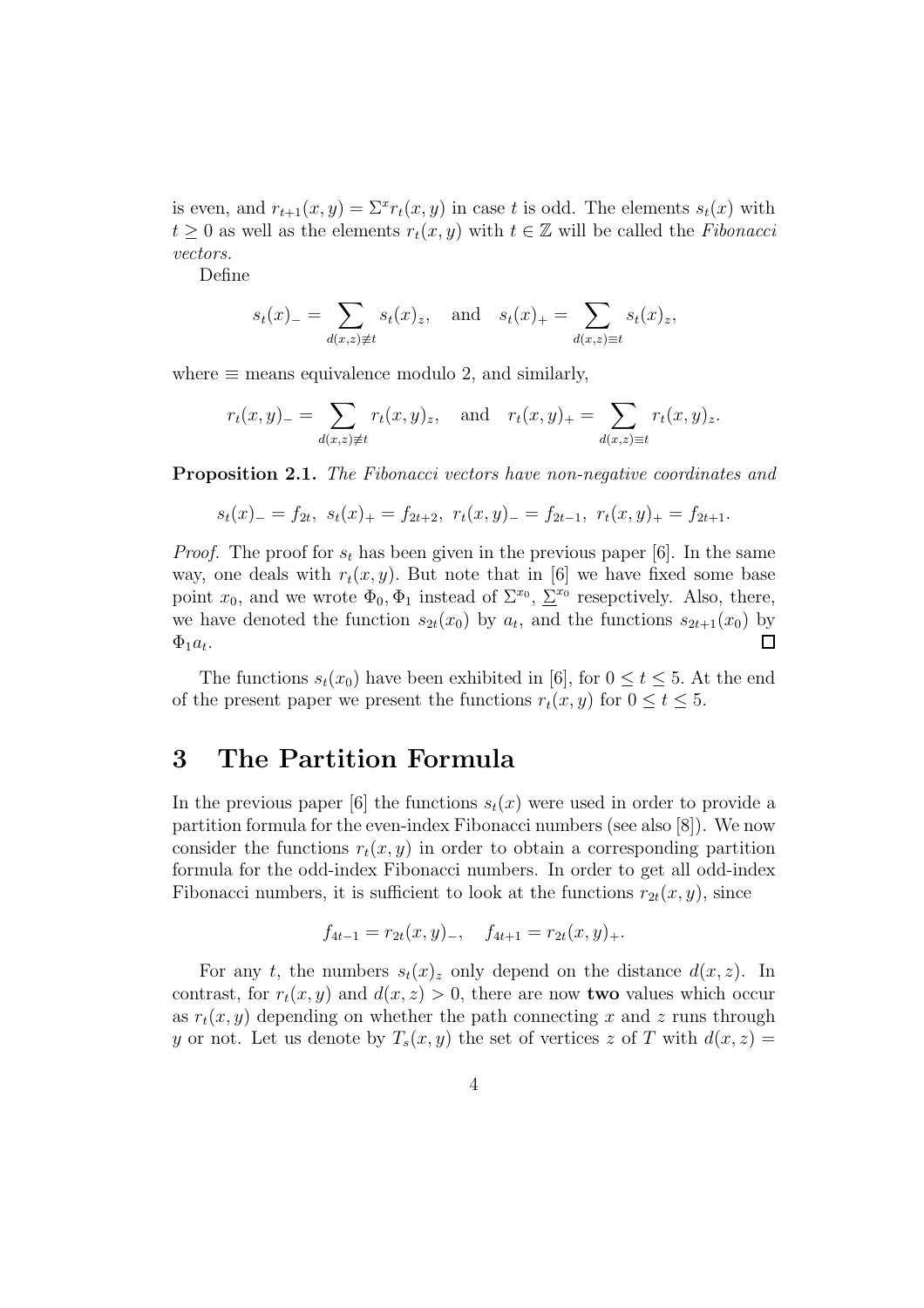is even, and $r_{t+1}(x,y) = \Sigma^x r_t(x,y)$ in case $t$ is odd. The elements $s_t(x)$ with $t \geq 0$ as well as the elements $r_t(x,y)$ with $t \in \mathbb{Z}$ will be called the *Fibonacci vectors.*

Define

$$s_t(x)_- = \sum_{d(x,z)\not\equiv t} s_t(x)_z, \quad \text{and} \quad s_t(x)_+ = \sum_{d(x,z)\equiv t} s_t(x)_z,$$

where $\equiv$ means equivalence modulo 2, and similarly,

$$r_t(x,y)_- = \sum_{d(x,z)\not\equiv t} r_t(x,y)_z, \quad \text{and} \quad r_t(x,y)_+ = \sum_{d(x,z)\equiv t} r_t(x,y)_z.$$

**Proposition 2.1.** *The Fibonacci vectors have non-negative coordinates and*

$$s_t(x)_- = f_{2t},\ s_t(x)_+ = f_{2t+2},\ r_t(x,y)_- = f_{2t-1},\ r_t(x,y)_+ = f_{2t+1}.$$

*Proof.* The proof for $s_t$ has been given in the previous paper [6]. In the same way, one deals with $r_t(x,y)$. But note that in [6] we have fixed some base point $x_0$, and we wrote $\Phi_0, \Phi_1$ instead of $\Sigma^{x_0}$, $\underline{\Sigma}^{x_0}$ resepctively. Also, there, we have denoted the function $s_{2t}(x_0)$ by $a_t$, and the functions $s_{2t+1}(x_0)$ by $\Phi_1 a_t$. □

The functions $s_t(x_0)$ have been exhibited in [6], for $0 \leq t \leq 5$. At the end of the present paper we present the functions $r_t(x,y)$ for $0 \leq t \leq 5$.

# 3 The Partition Formula

In the previous paper [6] the functions $s_t(x)$ were used in order to provide a partition formula for the even-index Fibonacci numbers (see also [8]). We now consider the functions $r_t(x,y)$ in order to obtain a corresponding partition formula for the odd-index Fibonacci numbers. In order to get all odd-index Fibonacci numbers, it is sufficient to look at the functions $r_{2t}(x,y)$, since

$$f_{4t-1} = r_{2t}(x,y)_-, \quad f_{4t+1} = r_{2t}(x,y)_+.$$

For any $t$, the numbers $s_t(x)_z$ only depend on the distance $d(x,z)$. In contrast, for $r_t(x,y)$ and $d(x,z) > 0$, there are now **two** values which occur as $r_t(x,y)$ depending on whether the path connecting $x$ and $z$ runs through $y$ or not. Let us denote by $T_s(x,y)$ the set of vertices $z$ of $T$ with $d(x,z) =$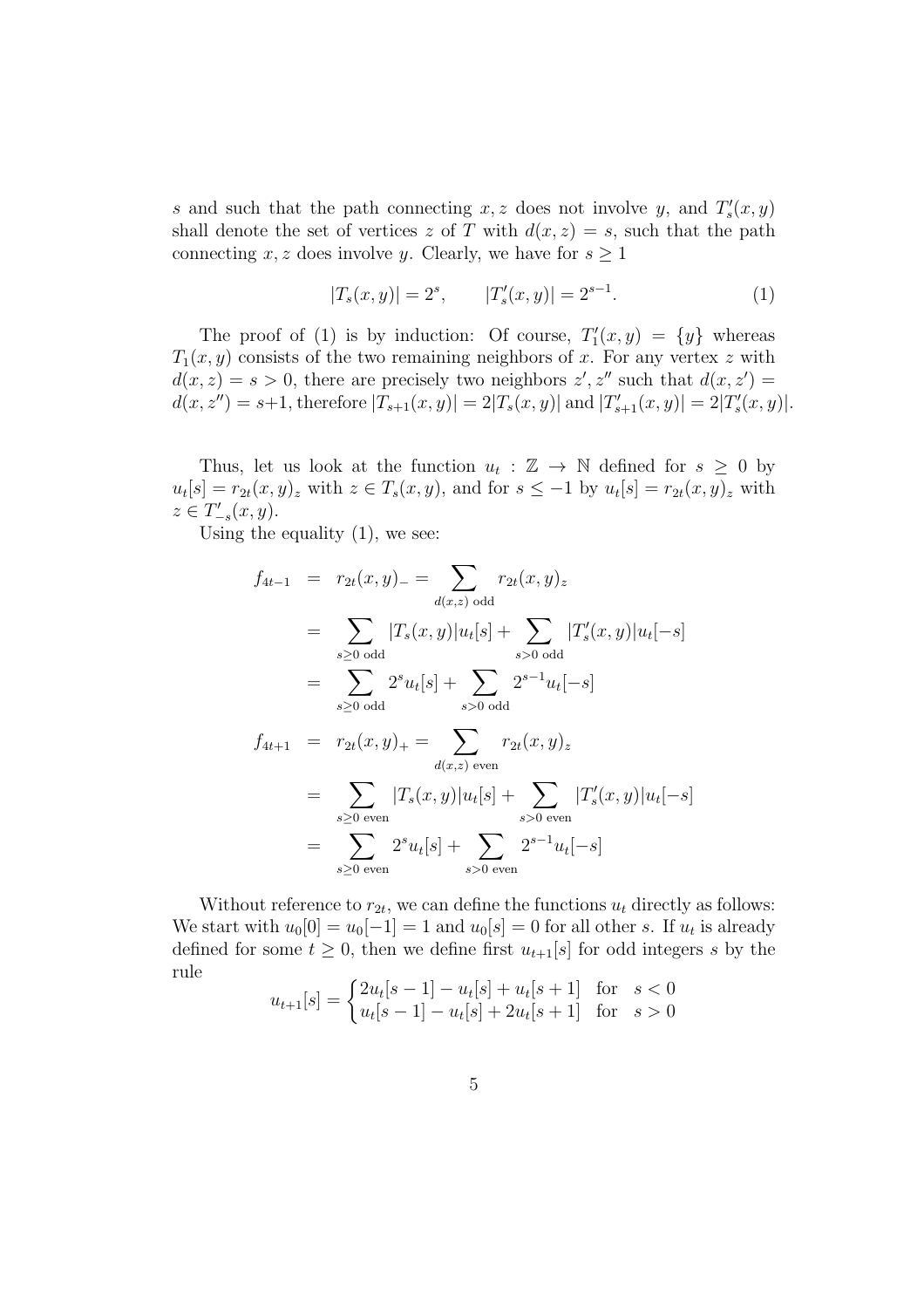$s$ and such that the path connecting $x, z$ does not involve $y$, and $T'_s(x,y)$ shall denote the set of vertices $z$ of $T$ with $d(x,z) = s$, such that the path connecting $x, z$ does involve $y$. Clearly, we have for $s \geq 1$

$$|T_s(x,y)| = 2^s, \qquad |T'_s(x,y)| = 2^{s-1}. \tag{1}$$

The proof of (1) is by induction: Of course, $T'_1(x,y) = \{y\}$ whereas $T_1(x,y)$ consists of the two remaining neighbors of $x$. For any vertex $z$ with $d(x,z) = s > 0$, there are precisely two neighbors $z', z''$ such that $d(x,z') = d(x,z'') = s+1$, therefore $|T_{s+1}(x,y)| = 2|T_s(x,y)|$ and $|T'_{s+1}(x,y)| = 2|T'_s(x,y)|$.

Thus, let us look at the function $u_t : \mathbb{Z} \to \mathbb{N}$ defined for $s \geq 0$ by $u_t[s] = r_{2t}(x,y)_z$ with $z \in T_s(x,y)$, and for $s \leq -1$ by $u_t[s] = r_{2t}(x,y)_z$ with $z \in T'_{-s}(x,y)$.

Using the equality (1), we see:

$$\begin{aligned}
f_{4t-1} &= r_{2t}(x,y)_- = \sum_{d(x,z) \text{ odd}} r_{2t}(x,y)_z \\
&= \sum_{s \geq 0 \text{ odd}} |T_s(x,y)| u_t[s] + \sum_{s > 0 \text{ odd}} |T'_s(x,y)| u_t[-s] \\
&= \sum_{s \geq 0 \text{ odd}} 2^s u_t[s] + \sum_{s > 0 \text{ odd}} 2^{s-1} u_t[-s] \\
f_{4t+1} &= r_{2t}(x,y)_+ = \sum_{d(x,z) \text{ even}} r_{2t}(x,y)_z \\
&= \sum_{s \geq 0 \text{ even}} |T_s(x,y)| u_t[s] + \sum_{s > 0 \text{ even}} |T'_s(x,y)| u_t[-s] \\
&= \sum_{s \geq 0 \text{ even}} 2^s u_t[s] + \sum_{s > 0 \text{ even}} 2^{s-1} u_t[-s]
\end{aligned}$$

Without reference to $r_{2t}$, we can define the functions $u_t$ directly as follows: We start with $u_0[0] = u_0[-1] = 1$ and $u_0[s] = 0$ for all other $s$. If $u_t$ is already defined for some $t \geq 0$, then we define first $u_{t+1}[s]$ for odd integers $s$ by the rule

$$u_{t+1}[s] = \begin{cases} 2u_t[s-1] - u_t[s] + u_t[s+1] & \text{for} \quad s < 0 \\ u_t[s-1] - u_t[s] + 2u_t[s+1] & \text{for} \quad s > 0 \end{cases}$$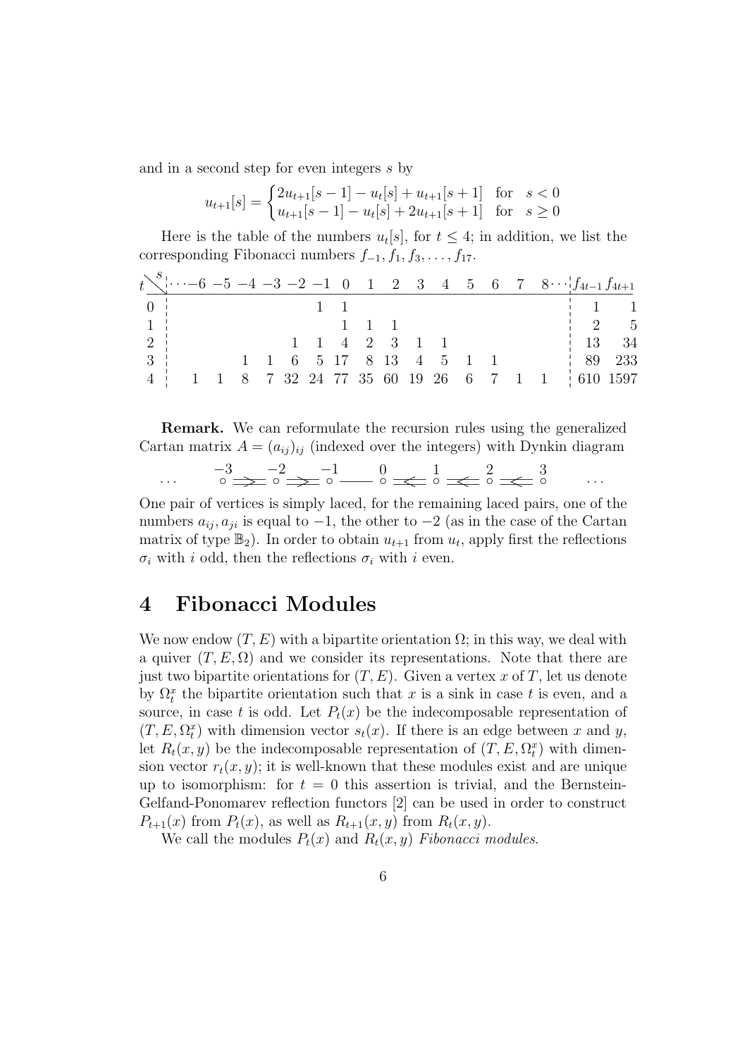and in a second step for even integers $s$ by

$$u_{t+1}[s] = \begin{cases} 2u_{t+1}[s-1] - u_t[s] + u_{t+1}[s+1] & \text{for} \quad s < 0 \\ u_{t+1}[s-1] - u_t[s] + 2u_{t+1}[s+1] & \text{for} \quad s \geq 0 \end{cases}$$

Here is the table of the numbers $u_t[s]$, for $t \leq 4$; in addition, we list the corresponding Fibonacci numbers $f_{-1}, f_1, f_3, \dots, f_{17}$.

| $t \setminus s$ | $\cdots -6$ | $-5$ | $-4$ | $-3$ | $-2$ | $-1$ | $0$ | $1$ | $2$ | $3$ | $4$ | $5$ | $6$ | $7$ | $8 \cdots$ | $f_{4t-1}$ | $f_{4t+1}$ |
|---|---|---|---|---|---|---|---|---|---|---|---|---|---|---|---|---|---|
| 0 | | | | | | 1 | 1 | | | | | | | | | 1 | 1 |
| 1 | | | | | | | 1 | 1 | 1 | | | | | | | 2 | 5 |
| 2 | | | | | 1 | 1 | 4 | 2 | 3 | 1 | 1 | | | | | 13 | 34 |
| 3 | | | 1 | 1 | 6 | 5 | 17 | 8 | 13 | 4 | 5 | 1 | 1 | | | 89 | 233 |
| 4 | 1 | 1 | 8 | 7 | 32 | 24 | 77 | 35 | 60 | 19 | 26 | 6 | 7 | 1 | 1 | 610 | 1597 |

**Remark.** We can reformulate the recursion rules using the generalized Cartan matrix $A = (a_{ij})_{ij}$ (indexed over the integers) with Dynkin diagram

$$\cdots \quad \overset{-3}{\circ} \Rightarrow \overset{-2}{\circ} \Rightarrow \overset{-1}{\circ} \text{——} \overset{0}{\circ} \Leftarrow \overset{1}{\circ} \Leftarrow \overset{2}{\circ} \Leftarrow \overset{3}{\circ} \quad \cdots$$

One pair of vertices is simply laced, for the remaining laced pairs, one of the numbers $a_{ij}, a_{ji}$ is equal to $-1$, the other to $-2$ (as in the case of the Cartan matrix of type $\mathbb{B}_2$). In order to obtain $u_{t+1}$ from $u_t$, apply first the reflections $\sigma_i$ with $i$ odd, then the reflections $\sigma_i$ with $i$ even.

# 4 Fibonacci Modules

We now endow $(T, E)$ with a bipartite orientation $\Omega$; in this way, we deal with a quiver $(T, E, \Omega)$ and we consider its representations. Note that there are just two bipartite orientations for $(T, E)$. Given a vertex $x$ of $T$, let us denote by $\Omega_t^x$ the bipartite orientation such that $x$ is a sink in case $t$ is even, and a source, in case $t$ is odd. Let $P_t(x)$ be the indecomposable representation of $(T, E, \Omega_t^x)$ with dimension vector $s_t(x)$. If there is an edge between $x$ and $y$, let $R_t(x, y)$ be the indecomposable representation of $(T, E, \Omega_t^x)$ with dimension vector $r_t(x, y)$; it is well-known that these modules exist and are unique up to isomorphism: for $t = 0$ this assertion is trivial, and the Bernstein-Gelfand-Ponomarev reflection functors [2] can be used in order to construct $P_{t+1}(x)$ from $P_t(x)$, as well as $R_{t+1}(x, y)$ from $R_t(x, y)$.

We call the modules $P_t(x)$ and $R_t(x, y)$ *Fibonacci modules*.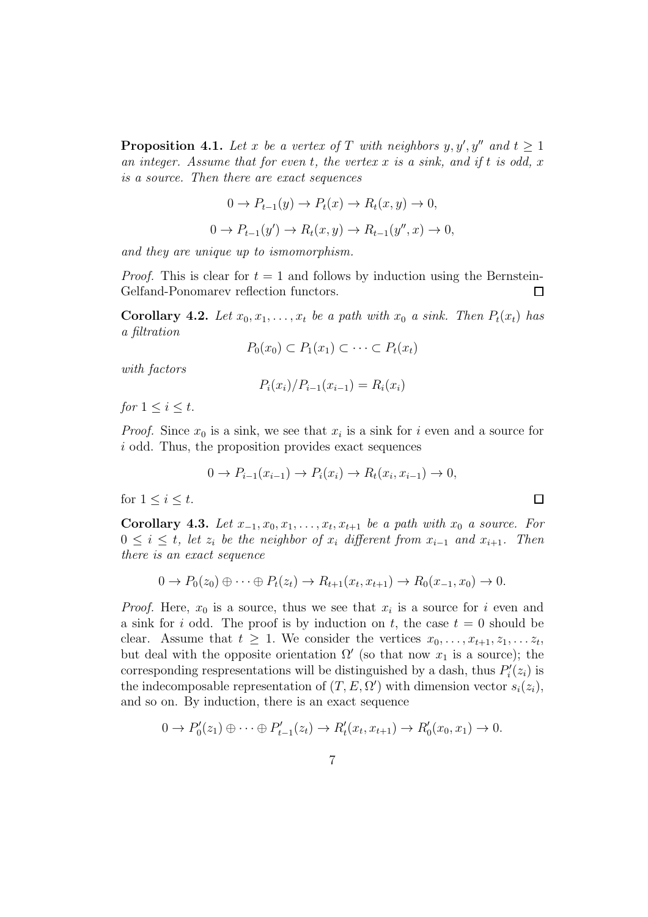**Proposition 4.1.** *Let $x$ be a vertex of $T$ with neighbors $y, y', y''$ and $t \geq 1$ an integer. Assume that for even $t$, the vertex $x$ is a sink, and if $t$ is odd, $x$ is a source. Then there are exact sequences*

$$0 \to P_{t-1}(y) \to P_t(x) \to R_t(x, y) \to 0,$$

$$0 \to P_{t-1}(y') \to R_t(x, y) \to R_{t-1}(y'', x) \to 0,$$

*and they are unique up to ismomorphism.*

*Proof.* This is clear for $t = 1$ and follows by induction using the Bernstein-Gelfand-Ponomarev reflection functors. $\square$

**Corollary 4.2.** *Let $x_0, x_1, \ldots, x_t$ be a path with $x_0$ a sink. Then $P_t(x_t)$ has a filtration*

$$P_0(x_0) \subset P_1(x_1) \subset \cdots \subset P_t(x_t)$$

*with factors*

$$P_i(x_i)/P_{i-1}(x_{i-1}) = R_i(x_i)$$

*for $1 \leq i \leq t$.*

*Proof.* Since $x_0$ is a sink, we see that $x_i$ is a sink for $i$ even and a source for $i$ odd. Thus, the proposition provides exact sequences

$$0 \to P_{i-1}(x_{i-1}) \to P_i(x_i) \to R_t(x_i, x_{i-1}) \to 0,$$

for $1 \leq i \leq t$. $\square$

**Corollary 4.3.** *Let $x_{-1}, x_0, x_1, \ldots, x_t, x_{t+1}$ be a path with $x_0$ a source. For $0 \leq i \leq t$, let $z_i$ be the neighbor of $x_i$ different from $x_{i-1}$ and $x_{i+1}$. Then there is an exact sequence*

$$0 \to P_0(z_0) \oplus \cdots \oplus P_t(z_t) \to R_{t+1}(x_t, x_{t+1}) \to R_0(x_{-1}, x_0) \to 0.$$

*Proof.* Here, $x_0$ is a source, thus we see that $x_i$ is a source for $i$ even and a sink for $i$ odd. The proof is by induction on $t$, the case $t = 0$ should be clear. Assume that $t \geq 1$. We consider the vertices $x_0, \ldots, x_{t+1}, z_1, \ldots z_t$, but deal with the opposite orientation $\Omega'$ (so that now $x_1$ is a source); the corresponding respresentations will be distinguished by a dash, thus $P'_i(z_i)$ is the indecomposable representation of $(T, E, \Omega')$ with dimension vector $s_i(z_i)$, and so on. By induction, there is an exact sequence

$$0 \to P'_0(z_1) \oplus \cdots \oplus P'_{t-1}(z_t) \to R'_t(x_t, x_{t+1}) \to R'_0(x_0, x_1) \to 0.$$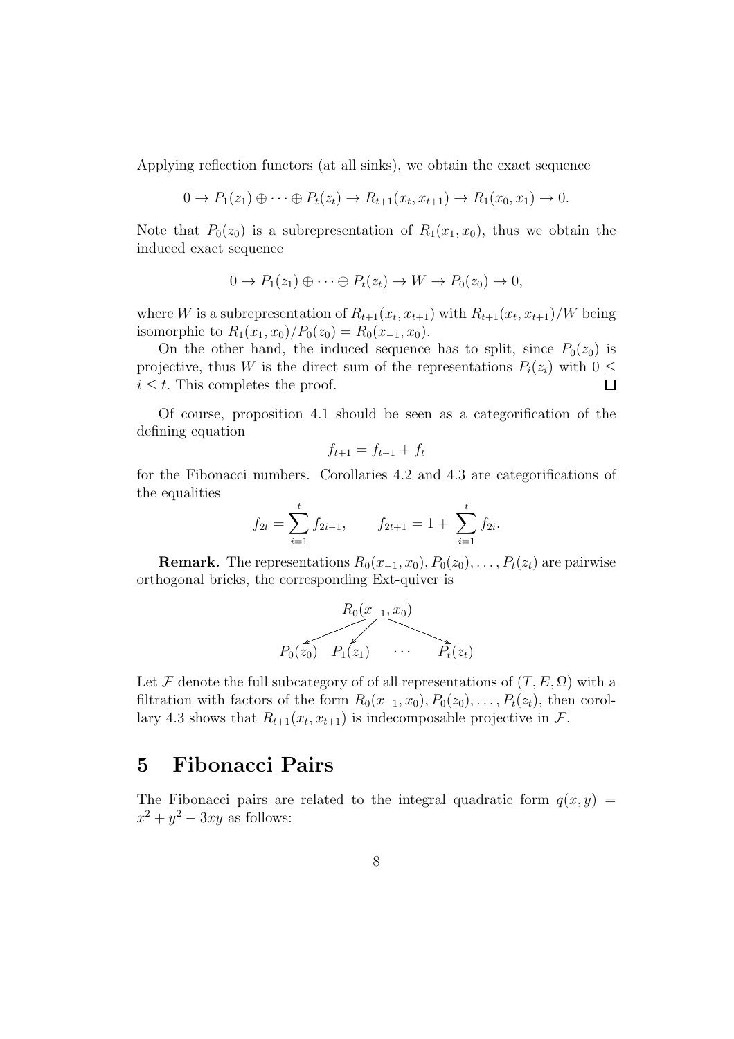Applying reflection functors (at all sinks), we obtain the exact sequence

$$0 \to P_1(z_1) \oplus \cdots \oplus P_t(z_t) \to R_{t+1}(x_t, x_{t+1}) \to R_1(x_0, x_1) \to 0.$$

Note that $P_0(z_0)$ is a subrepresentation of $R_1(x_1, x_0)$, thus we obtain the induced exact sequence

$$0 \to P_1(z_1) \oplus \cdots \oplus P_t(z_t) \to W \to P_0(z_0) \to 0,$$

where $W$ is a subrepresentation of $R_{t+1}(x_t, x_{t+1})$ with $R_{t+1}(x_t, x_{t+1})/W$ being isomorphic to $R_1(x_1, x_0)/P_0(z_0) = R_0(x_{-1}, x_0)$.

On the other hand, the induced sequence has to split, since $P_0(z_0)$ is projective, thus $W$ is the direct sum of the representations $P_i(z_i)$ with $0 \leq i \leq t$. This completes the proof. $\square$

Of course, proposition 4.1 should be seen as a categorification of the defining equation

$$f_{t+1} = f_{t-1} + f_t$$

for the Fibonacci numbers. Corollaries 4.2 and 4.3 are categorifications of the equalities

$$f_{2t} = \sum_{i=1}^{t} f_{2i-1}, \qquad f_{2t+1} = 1 + \sum_{i=1}^{t} f_{2i}.$$

**Remark.** The representations $R_0(x_{-1}, x_0), P_0(z_0), \ldots, P_t(z_t)$ are pairwise orthogonal bricks, the corresponding Ext-quiver is

$$\begin{array}{ccccc} & & R_0(x_{-1}, x_0) & & \\ & \swarrow & \swarrow & \searrow & \\ P_0(z_0) & P_1(z_1) & & \cdots & P_t(z_t) \end{array}$$

Let $\mathcal{F}$ denote the full subcategory of of all representations of $(T, E, \Omega)$ with a filtration with factors of the form $R_0(x_{-1}, x_0), P_0(z_0), \ldots, P_t(z_t)$, then corollary 4.3 shows that $R_{t+1}(x_t, x_{t+1})$ is indecomposable projective in $\mathcal{F}$.

# 5 Fibonacci Pairs

The Fibonacci pairs are related to the integral quadratic form $q(x, y) = x^2 + y^2 - 3xy$ as follows: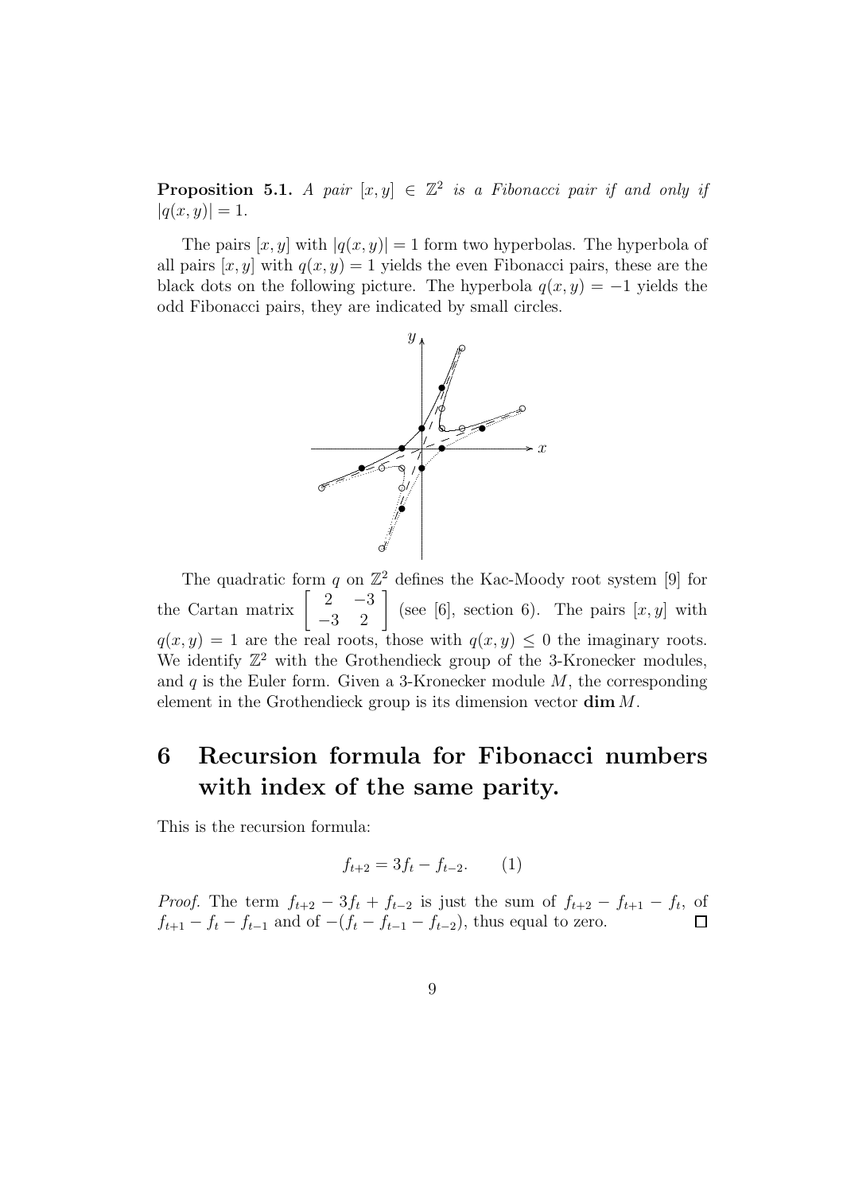**Proposition 5.1.** *A pair $[x, y] \in \mathbb{Z}^2$ is a Fibonacci pair if and only if $|q(x, y)| = 1$.*

The pairs $[x, y]$ with $|q(x, y)| = 1$ form two hyperbolas. The hyperbola of all pairs $[x, y]$ with $q(x, y) = 1$ yields the even Fibonacci pairs, these are the black dots on the following picture. The hyperbola $q(x, y) = -1$ yields the odd Fibonacci pairs, they are indicated by small circles.

The quadratic form $q$ on $\mathbb{Z}^2$ defines the Kac-Moody root system [9] for the Cartan matrix $\begin{bmatrix} 2 & -3 \\ -3 & 2 \end{bmatrix}$ (see [6], section 6). The pairs $[x, y]$ with $q(x, y) = 1$ are the real roots, those with $q(x, y) \leq 0$ the imaginary roots. We identify $\mathbb{Z}^2$ with the Grothendieck group of the 3-Kronecker modules, and $q$ is the Euler form. Given a 3-Kronecker module $M$, the corresponding element in the Grothendieck group is its dimension vector $\mathbf{dim}\, M$.

# 6 Recursion formula for Fibonacci numbers with index of the same parity.

This is the recursion formula:

$$f_{t+2} = 3f_t - f_{t-2}. \qquad (1)$$

*Proof.* The term $f_{t+2} - 3f_t + f_{t-2}$ is just the sum of $f_{t+2} - f_{t+1} - f_t$, of $f_{t+1} - f_t - f_{t-1}$ and of $-(f_t - f_{t-1} - f_{t-2})$, thus equal to zero. □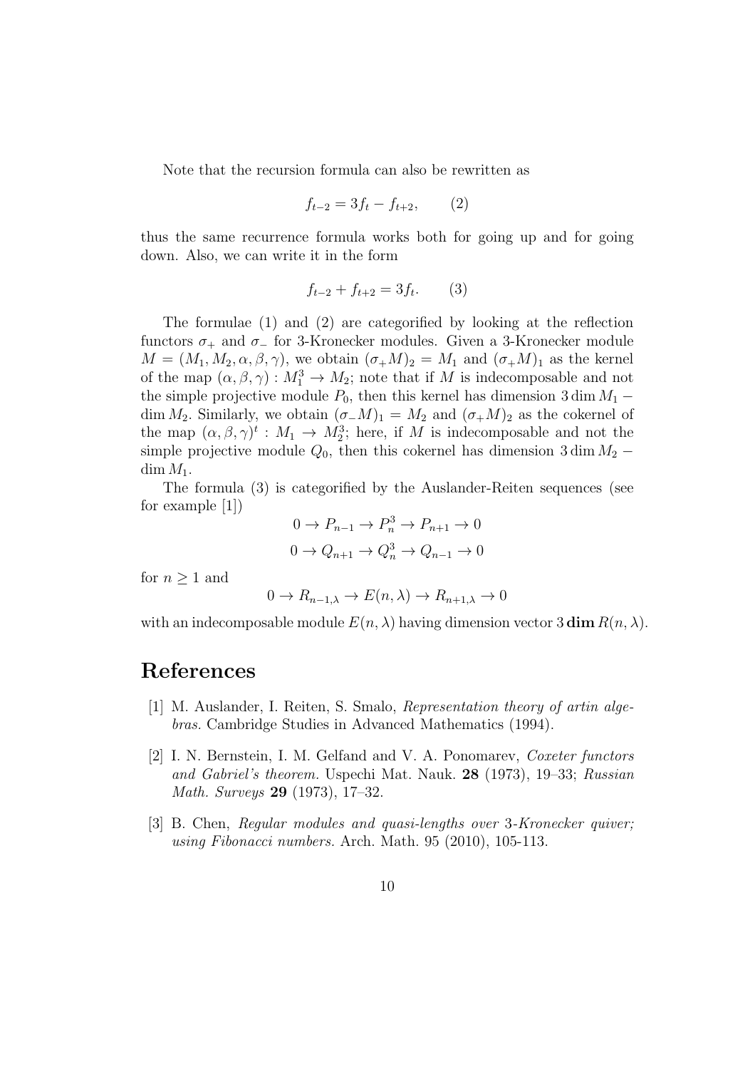Note that the recursion formula can also be rewritten as

$$f_{t-2} = 3f_t - f_{t+2}, \qquad (2)$$

thus the same recurrence formula works both for going up and for going down. Also, we can write it in the form

$$f_{t-2} + f_{t+2} = 3f_t. \qquad (3)$$

The formulae (1) and (2) are categorified by looking at the reflection functors $\sigma_+$ and $\sigma_-$ for 3-Kronecker modules. Given a 3-Kronecker module $M = (M_1, M_2, \alpha, \beta, \gamma)$, we obtain $(\sigma_+ M)_2 = M_1$ and $(\sigma_+ M)_1$ as the kernel of the map $(\alpha, \beta, \gamma) : M_1^3 \to M_2$; note that if $M$ is indecomposable and not the simple projective module $P_0$, then this kernel has dimension $3 \dim M_1 - \dim M_2$. Similarly, we obtain $(\sigma_- M)_1 = M_2$ and $(\sigma_+ M)_2$ as the cokernel of the map $(\alpha, \beta, \gamma)^t : M_1 \to M_2^3$; here, if $M$ is indecomposable and not the simple projective module $Q_0$, then this cokernel has dimension $3 \dim M_2 - \dim M_1$.

The formula (3) is categorified by the Auslander-Reiten sequences (see for example [1])

$$0 \to P_{n-1} \to P_n^3 \to P_{n+1} \to 0$$

$$0 \to Q_{n+1} \to Q_n^3 \to Q_{n-1} \to 0$$

for $n \geq 1$ and

$$0 \to R_{n-1,\lambda} \to E(n, \lambda) \to R_{n+1,\lambda} \to 0$$

with an indecomposable module $E(n, \lambda)$ having dimension vector $3\,\mathbf{dim}\,R(n, \lambda)$.

# References

[1] M. Auslander, I. Reiten, S. Smalo, *Representation theory of artin algebras.* Cambridge Studies in Advanced Mathematics (1994).

[2] I. N. Bernstein, I. M. Gelfand and V. A. Ponomarev, *Coxeter functors and Gabriel's theorem.* Uspechi Mat. Nauk. **28** (1973), 19–33; *Russian Math. Surveys* **29** (1973), 17–32.

[3] B. Chen, *Regular modules and quasi-lengths over* 3*-Kronecker quiver; using Fibonacci numbers.* Arch. Math. 95 (2010), 105-113.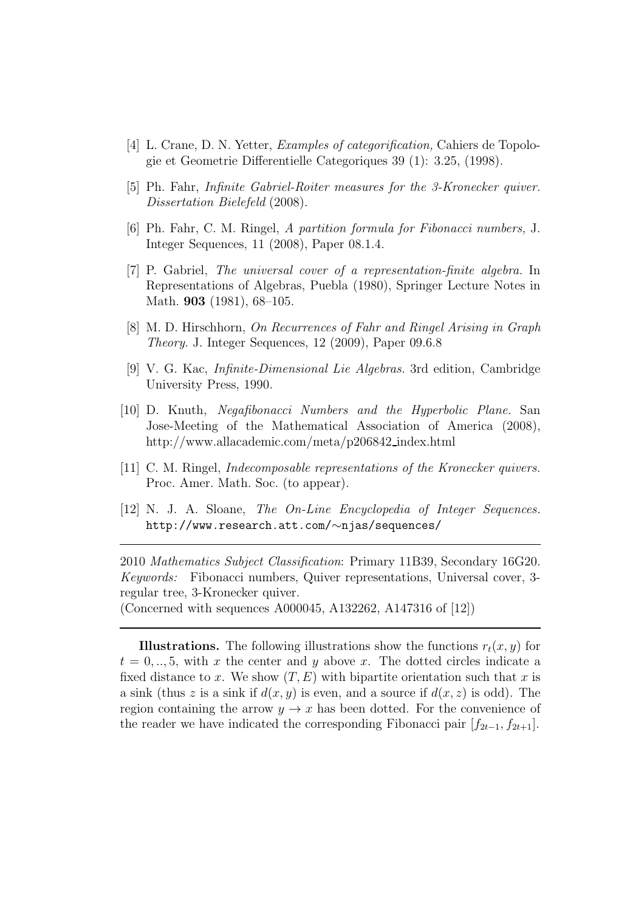[4] L. Crane, D. N. Yetter, *Examples of categorification,* Cahiers de Topologie et Geometrie Differentielle Categoriques 39 (1): 3.25, (1998).

[5] Ph. Fahr, *Infinite Gabriel-Roiter measures for the 3-Kronecker quiver. Dissertation Bielefeld* (2008).

[6] Ph. Fahr, C. M. Ringel, *A partition formula for Fibonacci numbers,* J. Integer Sequences, 11 (2008), Paper 08.1.4.

[7] P. Gabriel, *The universal cover of a representation-finite algebra.* In Representations of Algebras, Puebla (1980), Springer Lecture Notes in Math. **903** (1981), 68–105.

[8] M. D. Hirschhorn, *On Recurrences of Fahr and Ringel Arising in Graph Theory.* J. Integer Sequences, 12 (2009), Paper 09.6.8

[9] V. G. Kac, *Infinite-Dimensional Lie Algebras.* 3rd edition, Cambridge University Press, 1990.

[10] D. Knuth, *Negafibonacci Numbers and the Hyperbolic Plane.* San Jose-Meeting of the Mathematical Association of America (2008), http://www.allacademic.com/meta/p206842_index.html

[11] C. M. Ringel, *Indecomposable representations of the Kronecker quivers.* Proc. Amer. Math. Soc. (to appear).

[12] N. J. A. Sloane, *The On-Line Encyclopedia of Integer Sequences.* `http://www.research.att.com/~njas/sequences/`

---

2010 *Mathematics Subject Classification*: Primary 11B39, Secondary 16G20.
*Keywords:* Fibonacci numbers, Quiver representations, Universal cover, 3-regular tree, 3-Kronecker quiver.
(Concerned with sequences A000045, A132262, A147316 of [12])

---

**Illustrations.** The following illustrations show the functions $r_t(x, y)$ for $t = 0, .., 5$, with $x$ the center and $y$ above $x$. The dotted circles indicate a fixed distance to $x$. We show $(T, E)$ with bipartite orientation such that $x$ is a sink (thus $z$ is a sink if $d(x, y)$ is even, and a source if $d(x, z)$ is odd). The region containing the arrow $y \to x$ has been dotted. For the convenience of the reader we have indicated the corresponding Fibonacci pair $[f_{2t-1}, f_{2t+1}]$.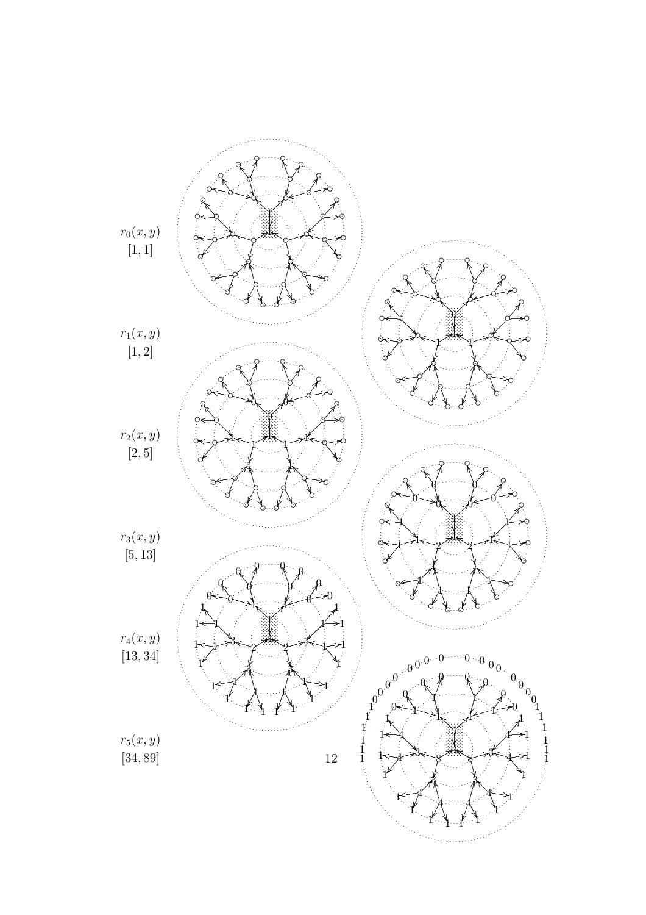$r_0(x, y)$
$[1, 1]$

$r_1(x, y)$
$[1, 2]$

$r_2(x, y)$
$[2, 5]$

$r_3(x, y)$
$[5, 13]$

$r_4(x, y)$
$[13, 34]$

$r_5(x, y)$
$[34, 89]$